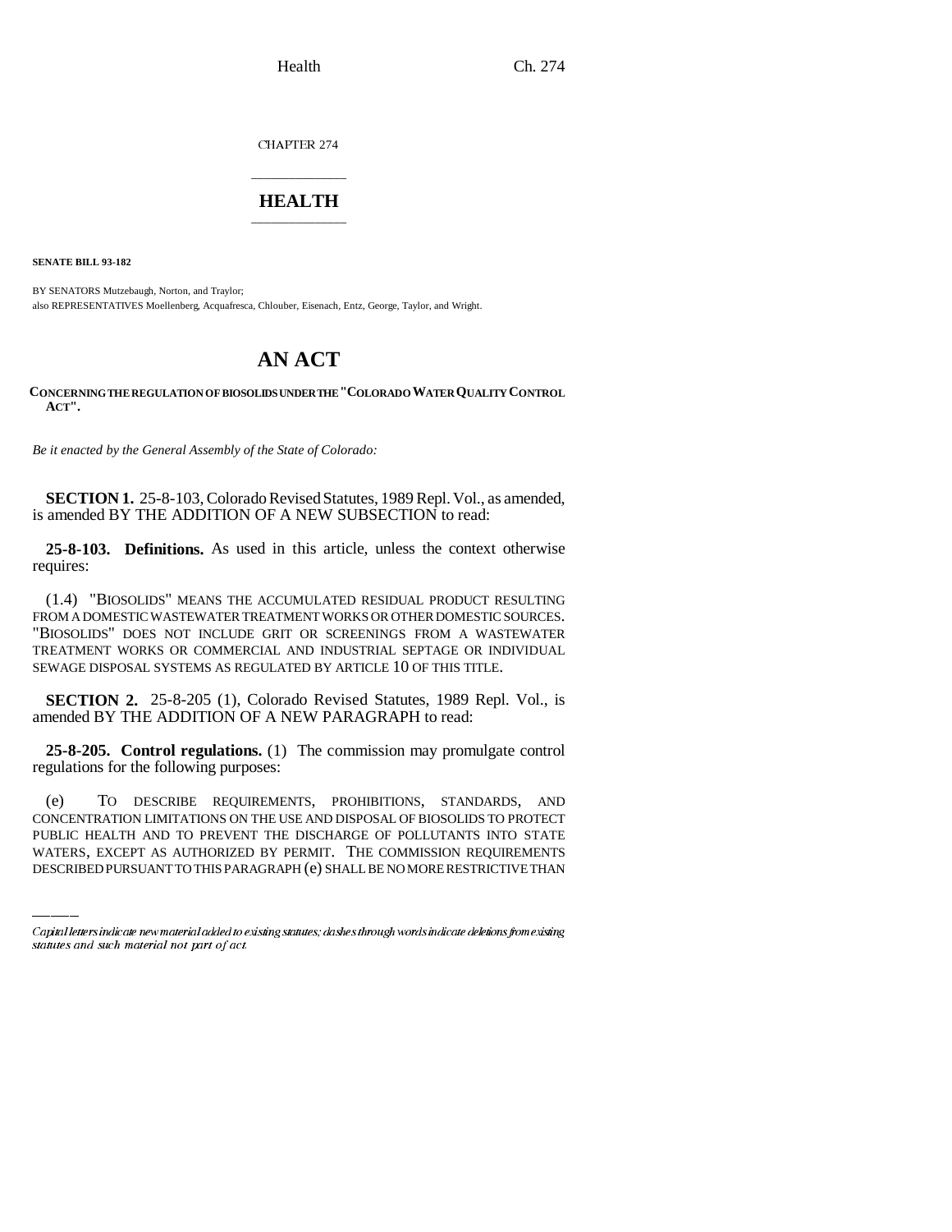CHAPTER 274

# HEALTH

**SENATE BILL 93-182**

BY SENATORS Mutzebaugh, Norton, and Traylor;
also REPRESENTATIVES Moellenberg, Acquafresca, Chlouber, Eisenach, Entz, George, Taylor, and Wright.

# AN ACT

**CONCERNING THE REGULATION OF BIOSOLIDS UNDER THE "COLORADO WATER QUALITY CONTROL ACT".**

*Be it enacted by the General Assembly of the State of Colorado:*

**SECTION 1.** 25-8-103, Colorado Revised Statutes, 1989 Repl. Vol., as amended, is amended BY THE ADDITION OF A NEW SUBSECTION to read:

**25-8-103. Definitions.** As used in this article, unless the context otherwise requires:

(1.4) "BIOSOLIDS" MEANS THE ACCUMULATED RESIDUAL PRODUCT RESULTING FROM A DOMESTIC WASTEWATER TREATMENT WORKS OR OTHER DOMESTIC SOURCES. "BIOSOLIDS" DOES NOT INCLUDE GRIT OR SCREENINGS FROM A WASTEWATER TREATMENT WORKS OR COMMERCIAL AND INDUSTRIAL SEPTAGE OR INDIVIDUAL SEWAGE DISPOSAL SYSTEMS AS REGULATED BY ARTICLE 10 OF THIS TITLE.

**SECTION 2.** 25-8-205 (1), Colorado Revised Statutes, 1989 Repl. Vol., is amended BY THE ADDITION OF A NEW PARAGRAPH to read:

**25-8-205. Control regulations.** (1) The commission may promulgate control regulations for the following purposes:

(e) TO DESCRIBE REQUIREMENTS, PROHIBITIONS, STANDARDS, AND CONCENTRATION LIMITATIONS ON THE USE AND DISPOSAL OF BIOSOLIDS TO PROTECT PUBLIC HEALTH AND TO PREVENT THE DISCHARGE OF POLLUTANTS INTO STATE WATERS, EXCEPT AS AUTHORIZED BY PERMIT. THE COMMISSION REQUIREMENTS DESCRIBED PURSUANT TO THIS PARAGRAPH (e) SHALL BE NO MORE RESTRICTIVE THAN

*Capital letters indicate new material added to existing statutes; dashes through words indicate deletions from existing statutes and such material not part of act.*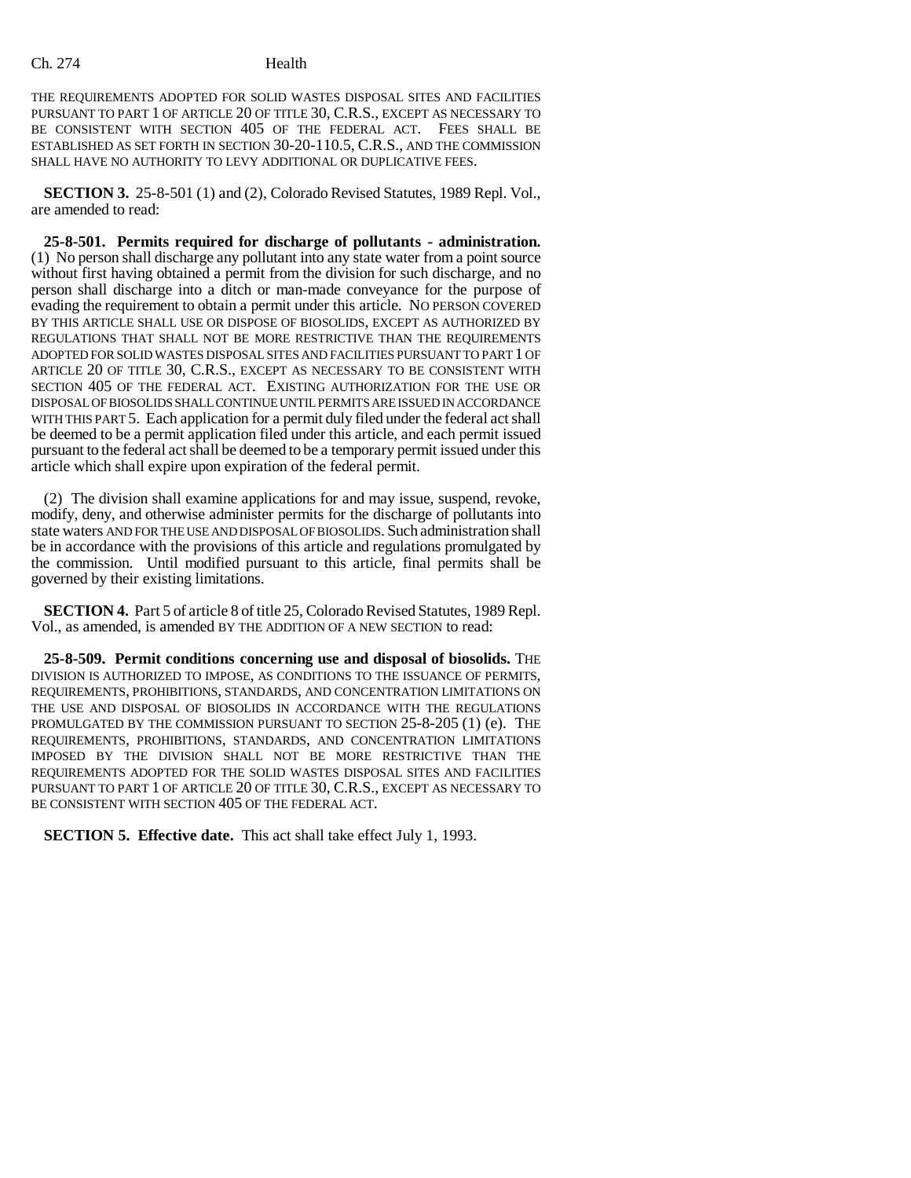THE REQUIREMENTS ADOPTED FOR SOLID WASTES DISPOSAL SITES AND FACILITIES PURSUANT TO PART 1 OF ARTICLE 20 OF TITLE 30, C.R.S., EXCEPT AS NECESSARY TO BE CONSISTENT WITH SECTION 405 OF THE FEDERAL ACT. FEES SHALL BE ESTABLISHED AS SET FORTH IN SECTION 30-20-110.5, C.R.S., AND THE COMMISSION SHALL HAVE NO AUTHORITY TO LEVY ADDITIONAL OR DUPLICATIVE FEES.

**SECTION 3.** 25-8-501 (1) and (2), Colorado Revised Statutes, 1989 Repl. Vol., are amended to read:

**25-8-501. Permits required for discharge of pollutants - administration.** (1) No person shall discharge any pollutant into any state water from a point source without first having obtained a permit from the division for such discharge, and no person shall discharge into a ditch or man-made conveyance for the purpose of evading the requirement to obtain a permit under this article. NO PERSON COVERED BY THIS ARTICLE SHALL USE OR DISPOSE OF BIOSOLIDS, EXCEPT AS AUTHORIZED BY REGULATIONS THAT SHALL NOT BE MORE RESTRICTIVE THAN THE REQUIREMENTS ADOPTED FOR SOLID WASTES DISPOSAL SITES AND FACILITIES PURSUANT TO PART 1 OF ARTICLE 20 OF TITLE 30, C.R.S., EXCEPT AS NECESSARY TO BE CONSISTENT WITH SECTION 405 OF THE FEDERAL ACT. EXISTING AUTHORIZATION FOR THE USE OR DISPOSAL OF BIOSOLIDS SHALL CONTINUE UNTIL PERMITS ARE ISSUED IN ACCORDANCE WITH THIS PART 5. Each application for a permit duly filed under the federal act shall be deemed to be a permit application filed under this article, and each permit issued pursuant to the federal act shall be deemed to be a temporary permit issued under this article which shall expire upon expiration of the federal permit.

(2) The division shall examine applications for and may issue, suspend, revoke, modify, deny, and otherwise administer permits for the discharge of pollutants into state waters AND FOR THE USE AND DISPOSAL OF BIOSOLIDS. Such administration shall be in accordance with the provisions of this article and regulations promulgated by the commission. Until modified pursuant to this article, final permits shall be governed by their existing limitations.

**SECTION 4.** Part 5 of article 8 of title 25, Colorado Revised Statutes, 1989 Repl. Vol., as amended, is amended BY THE ADDITION OF A NEW SECTION to read:

**25-8-509. Permit conditions concerning use and disposal of biosolids.** THE DIVISION IS AUTHORIZED TO IMPOSE, AS CONDITIONS TO THE ISSUANCE OF PERMITS, REQUIREMENTS, PROHIBITIONS, STANDARDS, AND CONCENTRATION LIMITATIONS ON THE USE AND DISPOSAL OF BIOSOLIDS IN ACCORDANCE WITH THE REGULATIONS PROMULGATED BY THE COMMISSION PURSUANT TO SECTION 25-8-205 (1) (e). THE REQUIREMENTS, PROHIBITIONS, STANDARDS, AND CONCENTRATION LIMITATIONS IMPOSED BY THE DIVISION SHALL NOT BE MORE RESTRICTIVE THAN THE REQUIREMENTS ADOPTED FOR THE SOLID WASTES DISPOSAL SITES AND FACILITIES PURSUANT TO PART 1 OF ARTICLE 20 OF TITLE 30, C.R.S., EXCEPT AS NECESSARY TO BE CONSISTENT WITH SECTION 405 OF THE FEDERAL ACT.

**SECTION 5. Effective date.** This act shall take effect July 1, 1993.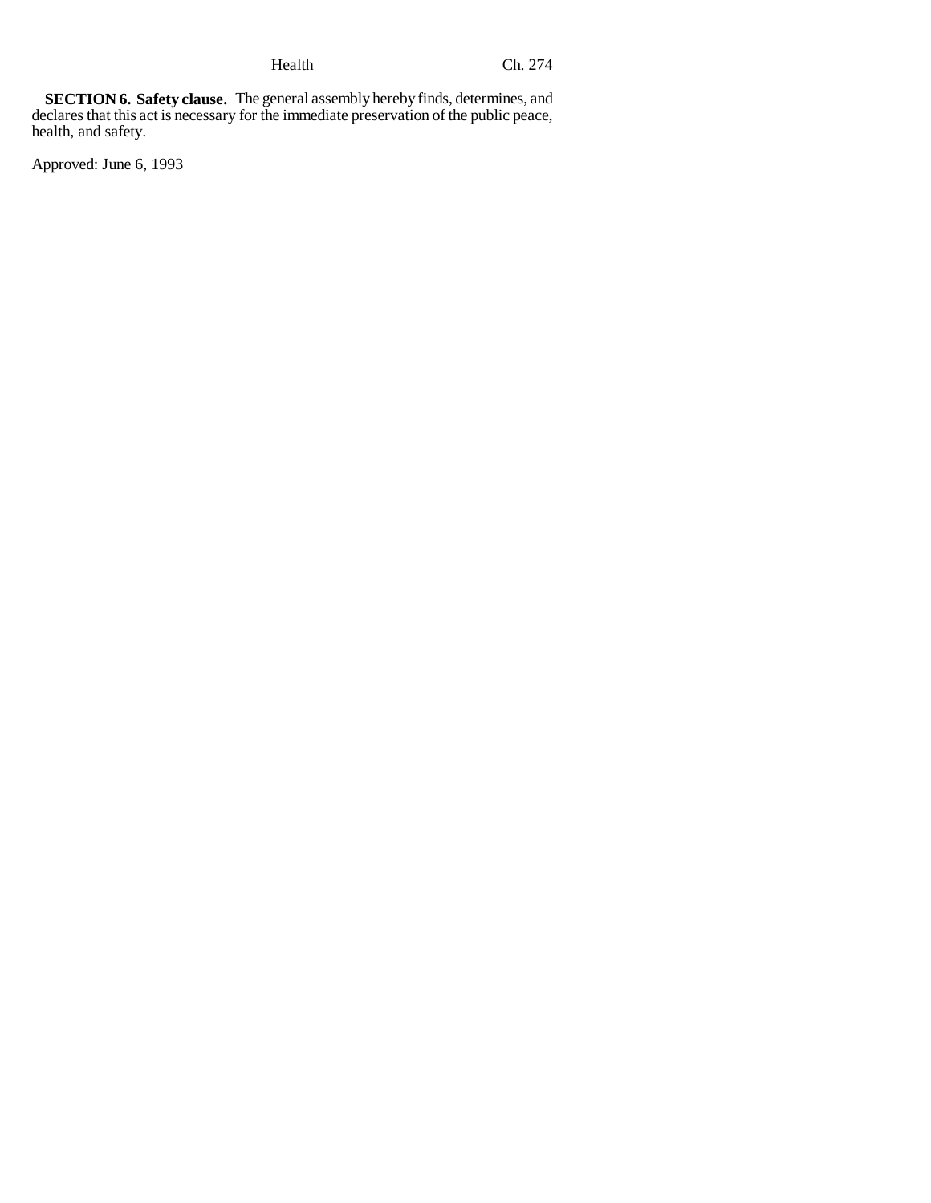**SECTION 6. Safety clause.** The general assembly hereby finds, determines, and declares that this act is necessary for the immediate preservation of the public peace, health, and safety.

Approved: June 6, 1993